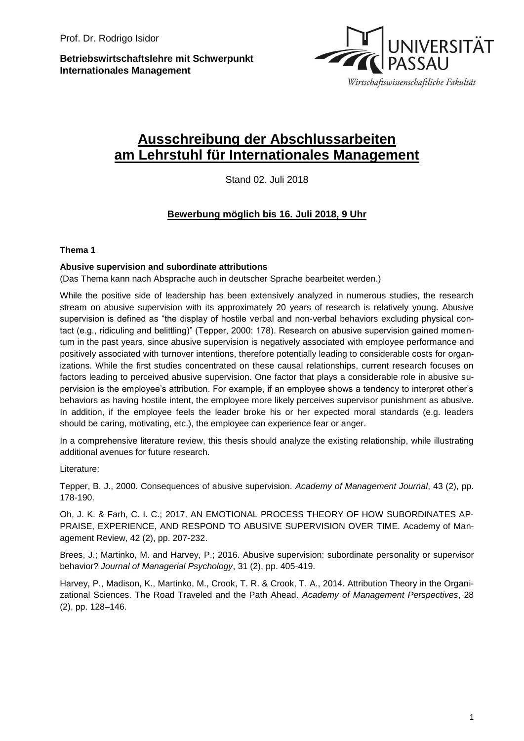Prof. Dr. Rodrigo Isidor

**Betriebswirtschaftslehre mit Schwerpunkt Internationales Management**

UNIVERSITÄT PASSAU

Wirtschaftswissenschaftliche Fakultät

# Ausschreibung der Abschlussarbeiten am Lehrstuhl für Internationales Management

Stand 02. Juli 2018

## Bewerbung möglich bis 16. Juli 2018, 9 Uhr

### Thema 1

**Abusive supervision and subordinate attributions**

(Das Thema kann nach Absprache auch in deutscher Sprache bearbeitet werden.)

While the positive side of leadership has been extensively analyzed in numerous studies, the research stream on abusive supervision with its approximately 20 years of research is relatively young. Abusive supervision is defined as "the display of hostile verbal and non-verbal behaviors excluding physical contact (e.g., ridiculing and belittling)" (Tepper, 2000: 178). Research on abusive supervision gained momentum in the past years, since abusive supervision is negatively associated with employee performance and positively associated with turnover intentions, therefore potentially leading to considerable costs for organizations. While the first studies concentrated on these causal relationships, current research focuses on factors leading to perceived abusive supervision. One factor that plays a considerable role in abusive supervision is the employee's attribution. For example, if an employee shows a tendency to interpret other's behaviors as having hostile intent, the employee more likely perceives supervisor punishment as abusive. In addition, if the employee feels the leader broke his or her expected moral standards (e.g. leaders should be caring, motivating, etc.), the employee can experience fear or anger.

In a comprehensive literature review, this thesis should analyze the existing relationship, while illustrating additional avenues for future research.

Literature:

Tepper, B. J., 2000. Consequences of abusive supervision. *Academy of Management Journal*, 43 (2), pp. 178-190.

Oh, J. K. & Farh, C. I. C.; 2017. AN EMOTIONAL PROCESS THEORY OF HOW SUBORDINATES APPRAISE, EXPERIENCE, AND RESPOND TO ABUSIVE SUPERVISION OVER TIME. Academy of Management Review, 42 (2), pp. 207-232.

Brees, J.; Martinko, M. and Harvey, P.; 2016. Abusive supervision: subordinate personality or supervisor behavior? *Journal of Managerial Psychology*, 31 (2), pp. 405-419.

Harvey, P., Madison, K., Martinko, M., Crook, T. R. & Crook, T. A., 2014. Attribution Theory in the Organizational Sciences. The Road Traveled and the Path Ahead. *Academy of Management Perspectives*, 28 (2), pp. 128–146.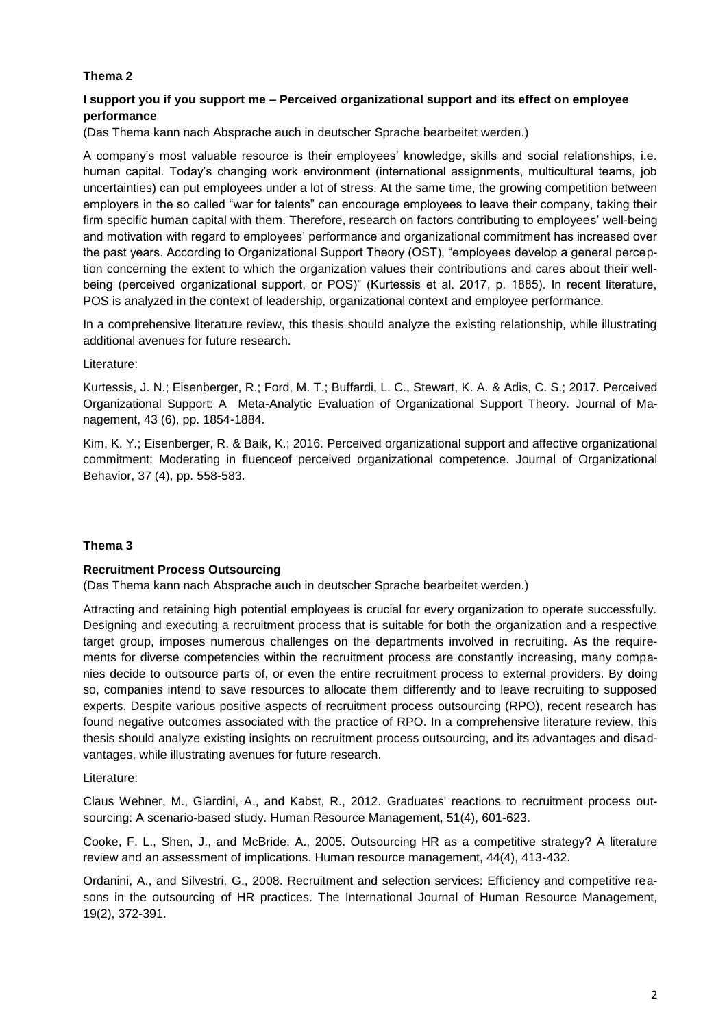## Thema 2

**I support you if you support me – Perceived organizational support and its effect on employee performance**

(Das Thema kann nach Absprache auch in deutscher Sprache bearbeitet werden.)

A company's most valuable resource is their employees' knowledge, skills and social relationships, i.e. human capital. Today's changing work environment (international assignments, multicultural teams, job uncertainties) can put employees under a lot of stress. At the same time, the growing competition between employers in the so called "war for talents" can encourage employees to leave their company, taking their firm specific human capital with them. Therefore, research on factors contributing to employees' well-being and motivation with regard to employees' performance and organizational commitment has increased over the past years. According to Organizational Support Theory (OST), "employees develop a general perception concerning the extent to which the organization values their contributions and cares about their well-being (perceived organizational support, or POS)" (Kurtessis et al. 2017, p. 1885). In recent literature, POS is analyzed in the context of leadership, organizational context and employee performance.

In a comprehensive literature review, this thesis should analyze the existing relationship, while illustrating additional avenues for future research.

Literature:

Kurtessis, J. N.; Eisenberger, R.; Ford, M. T.; Buffardi, L. C., Stewart, K. A. & Adis, C. S.; 2017. Perceived Organizational Support: A Meta-Analytic Evaluation of Organizational Support Theory. Journal of Management, 43 (6), pp. 1854-1884.

Kim, K. Y.; Eisenberger, R. & Baik, K.; 2016. Perceived organizational support and affective organizational commitment: Moderating in fluenceof perceived organizational competence. Journal of Organizational Behavior, 37 (4), pp. 558-583.

## Thema 3

**Recruitment Process Outsourcing**

(Das Thema kann nach Absprache auch in deutscher Sprache bearbeitet werden.)

Attracting and retaining high potential employees is crucial for every organization to operate successfully. Designing and executing a recruitment process that is suitable for both the organization and a respective target group, imposes numerous challenges on the departments involved in recruiting. As the requirements for diverse competencies within the recruitment process are constantly increasing, many companies decide to outsource parts of, or even the entire recruitment process to external providers. By doing so, companies intend to save resources to allocate them differently and to leave recruiting to supposed experts. Despite various positive aspects of recruitment process outsourcing (RPO), recent research has found negative outcomes associated with the practice of RPO. In a comprehensive literature review, this thesis should analyze existing insights on recruitment process outsourcing, and its advantages and disadvantages, while illustrating avenues for future research.

Literature:

Claus Wehner, M., Giardini, A., and Kabst, R., 2012. Graduates' reactions to recruitment process outsourcing: A scenario-based study. Human Resource Management, 51(4), 601-623.

Cooke, F. L., Shen, J., and McBride, A., 2005. Outsourcing HR as a competitive strategy? A literature review and an assessment of implications. Human resource management, 44(4), 413-432.

Ordanini, A., and Silvestri, G., 2008. Recruitment and selection services: Efficiency and competitive reasons in the outsourcing of HR practices. The International Journal of Human Resource Management, 19(2), 372-391.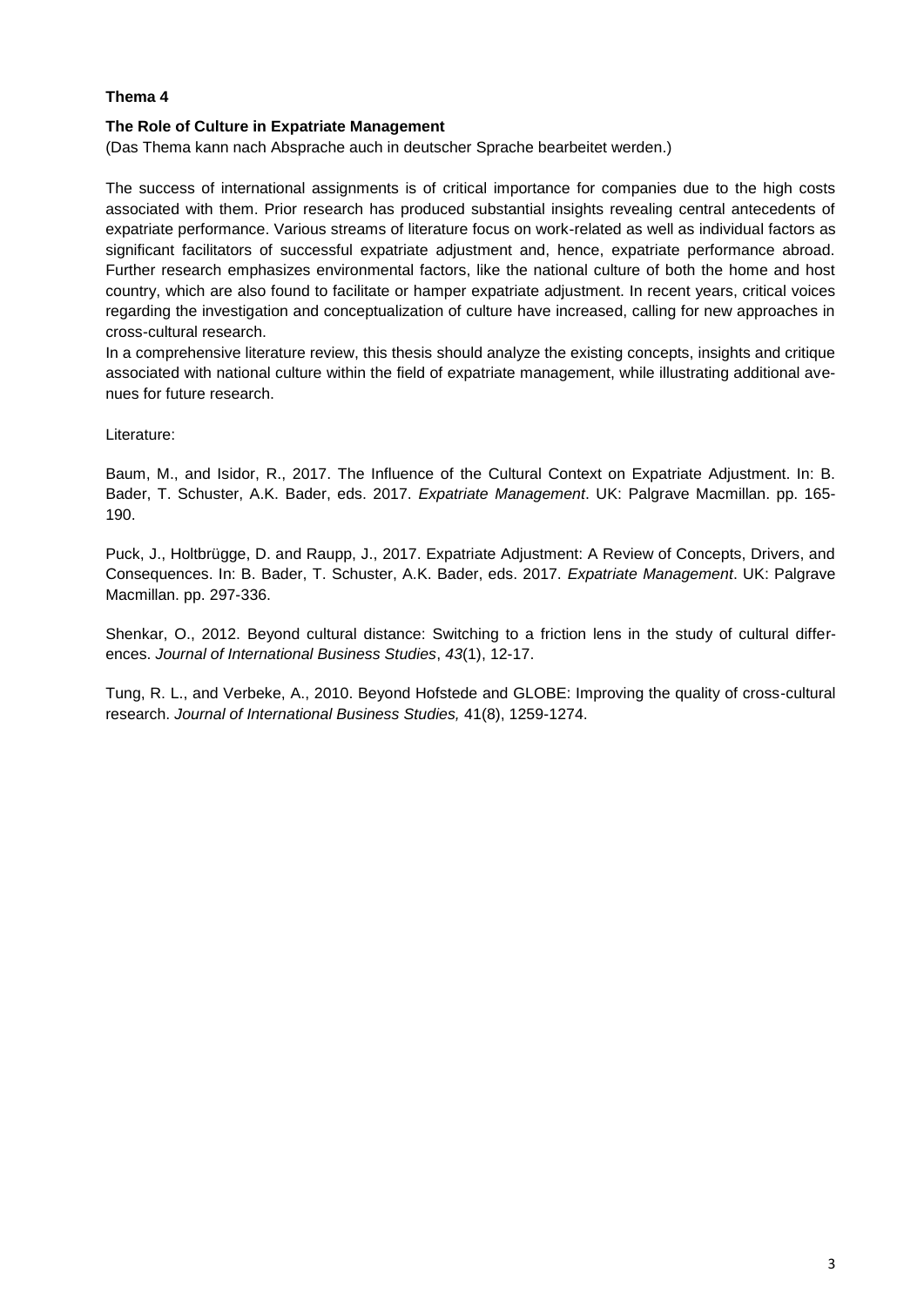**Thema 4**

**The Role of Culture in Expatriate Management**

(Das Thema kann nach Absprache auch in deutscher Sprache bearbeitet werden.)

The success of international assignments is of critical importance for companies due to the high costs associated with them. Prior research has produced substantial insights revealing central antecedents of expatriate performance. Various streams of literature focus on work-related as well as individual factors as significant facilitators of successful expatriate adjustment and, hence, expatriate performance abroad. Further research emphasizes environmental factors, like the national culture of both the home and host country, which are also found to facilitate or hamper expatriate adjustment. In recent years, critical voices regarding the investigation and conceptualization of culture have increased, calling for new approaches in cross-cultural research.

In a comprehensive literature review, this thesis should analyze the existing concepts, insights and critique associated with national culture within the field of expatriate management, while illustrating additional avenues for future research.

Literature:

Baum, M., and Isidor, R., 2017. The Influence of the Cultural Context on Expatriate Adjustment. In: B. Bader, T. Schuster, A.K. Bader, eds. 2017. *Expatriate Management*. UK: Palgrave Macmillan. pp. 165-190.

Puck, J., Holtbrügge, D. and Raupp, J., 2017. Expatriate Adjustment: A Review of Concepts, Drivers, and Consequences. In: B. Bader, T. Schuster, A.K. Bader, eds. 2017. *Expatriate Management*. UK: Palgrave Macmillan. pp. 297-336.

Shenkar, O., 2012. Beyond cultural distance: Switching to a friction lens in the study of cultural differences. *Journal of International Business Studies*, *43*(1), 12-17.

Tung, R. L., and Verbeke, A., 2010. Beyond Hofstede and GLOBE: Improving the quality of cross-cultural research. *Journal of International Business Studies,* 41(8), 1259-1274.